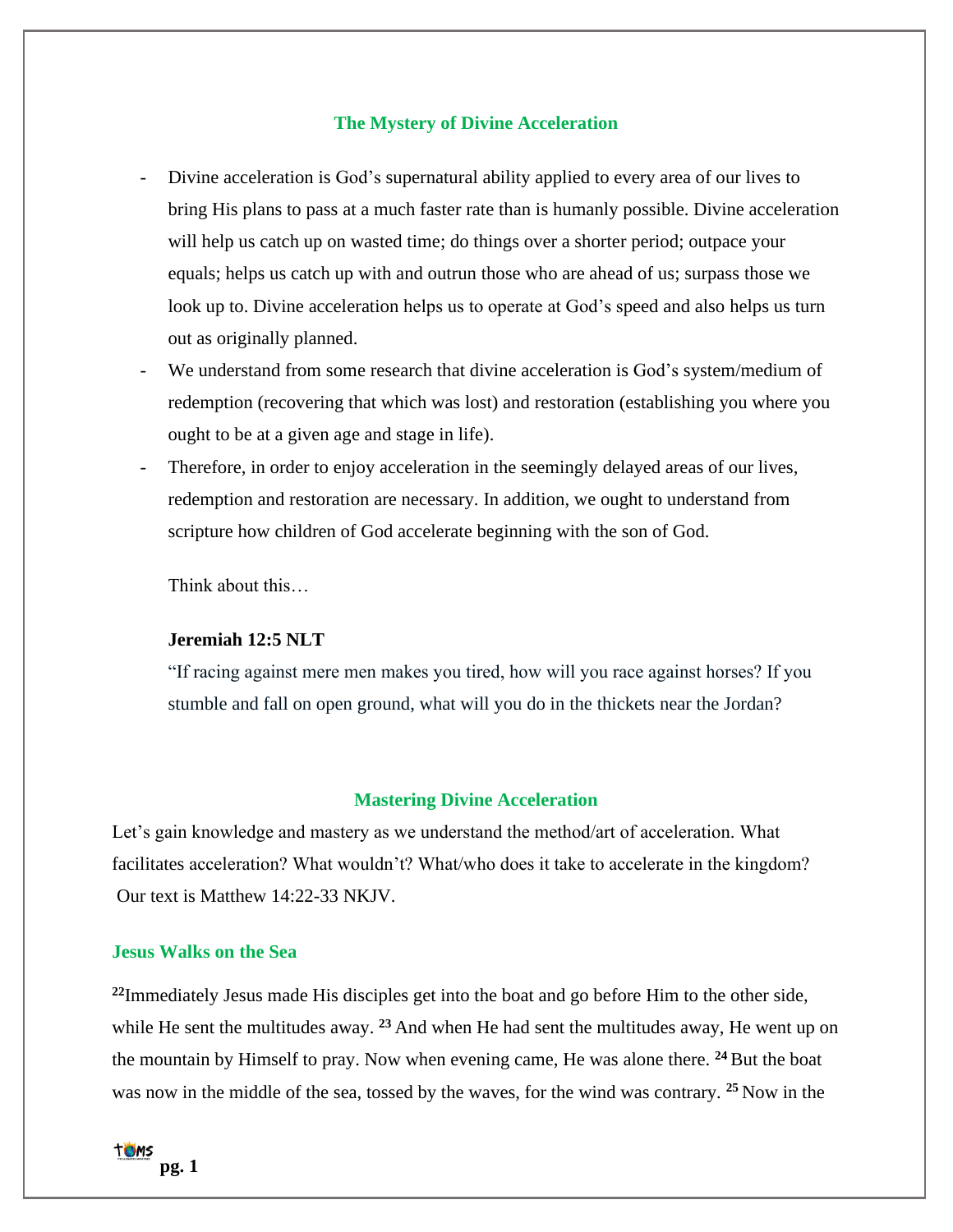## The Mystery of Divine Acceleration

- Divine acceleration is God's supernatural ability applied to every area of our lives to bring His plans to pass at a much faster rate than is humanly possible. Divine acceleration will help us catch up on wasted time; do things over a shorter period; outpace your equals; helps us catch up with and outrun those who are ahead of us; surpass those we look up to. Divine acceleration helps us to operate at God's speed and also helps us turn out as originally planned.
- We understand from some research that divine acceleration is God's system/medium of redemption (recovering that which was lost) and restoration (establishing you where you ought to be at a given age and stage in life).
- Therefore, in order to enjoy acceleration in the seemingly delayed areas of our lives, redemption and restoration are necessary. In addition, we ought to understand from scripture how children of God accelerate beginning with the son of God.

Think about this…

**Jeremiah 12:5 NLT**

"If racing against mere men makes you tired, how will you race against horses? If you stumble and fall on open ground, what will you do in the thickets near the Jordan?

## Mastering Divine Acceleration

Let's gain knowledge and mastery as we understand the method/art of acceleration. What facilitates acceleration? What wouldn't? What/who does it take to accelerate in the kingdom? Our text is Matthew 14:22-33 NKJV.

### Jesus Walks on the Sea

**22**Immediately Jesus made His disciples get into the boat and go before Him to the other side, while He sent the multitudes away. **23** And when He had sent the multitudes away, He went up on the mountain by Himself to pray. Now when evening came, He was alone there. **24** But the boat was now in the middle of the sea, tossed by the waves, for the wind was contrary. **25** Now in the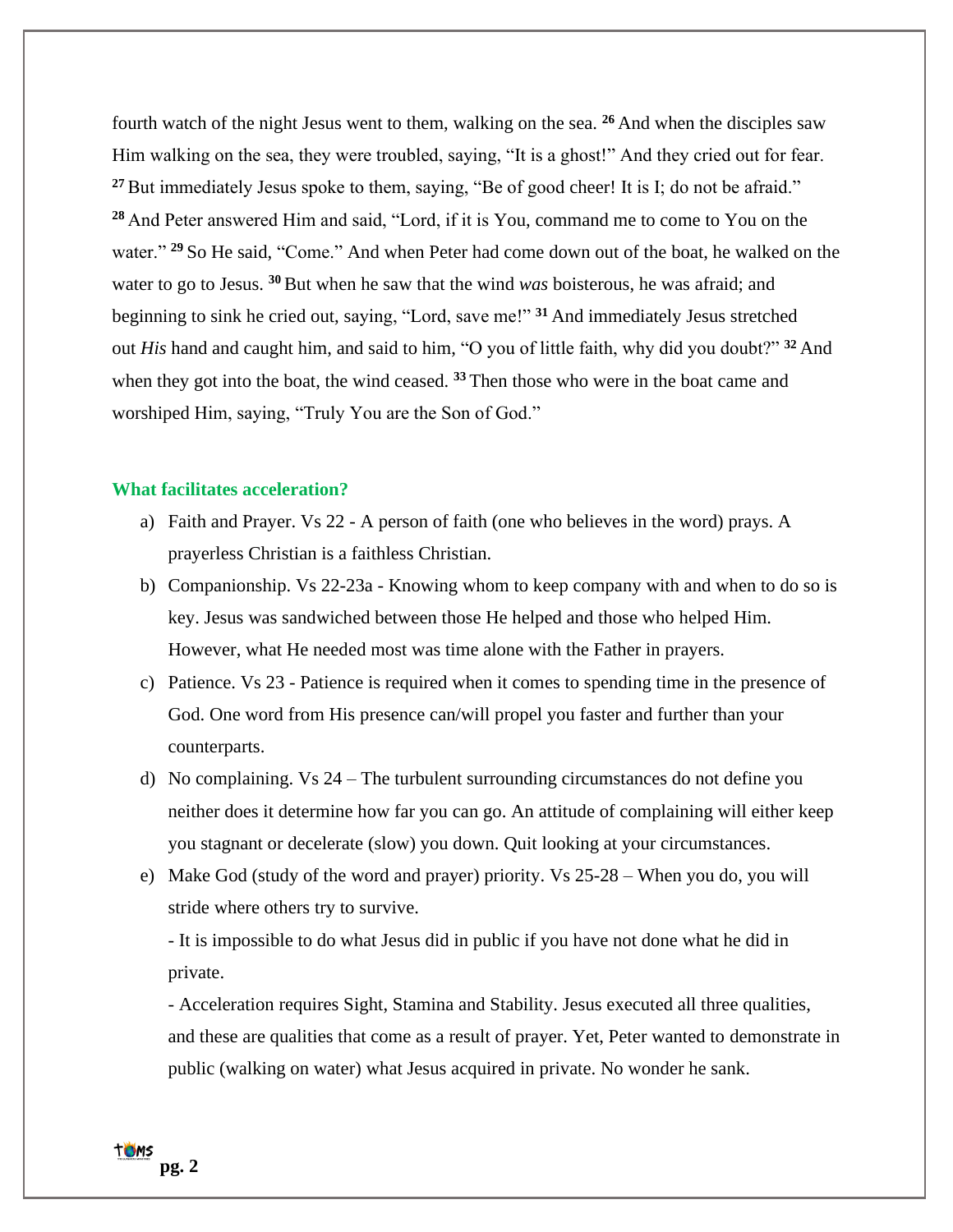fourth watch of the night Jesus went to them, walking on the sea. [26] And when the disciples saw Him walking on the sea, they were troubled, saying, "It is a ghost!" And they cried out for fear. [27] But immediately Jesus spoke to them, saying, "Be of good cheer! It is I; do not be afraid." [28] And Peter answered Him and said, "Lord, if it is You, command me to come to You on the water." [29] So He said, "Come." And when Peter had come down out of the boat, he walked on the water to go to Jesus. [30] But when he saw that the wind *was* boisterous, he was afraid; and beginning to sink he cried out, saying, "Lord, save me!" [31] And immediately Jesus stretched out *His* hand and caught him, and said to him, "O you of little faith, why did you doubt?" [32] And when they got into the boat, the wind ceased. [33] Then those who were in the boat came and worshiped Him, saying, "Truly You are the Son of God."

**What facilitates acceleration?**

a) Faith and Prayer. Vs 22 - A person of faith (one who believes in the word) prays. A prayerless Christian is a faithless Christian.

b) Companionship. Vs 22-23a - Knowing whom to keep company with and when to do so is key. Jesus was sandwiched between those He helped and those who helped Him. However, what He needed most was time alone with the Father in prayers.

c) Patience. Vs 23 - Patience is required when it comes to spending time in the presence of God. One word from His presence can/will propel you faster and further than your counterparts.

d) No complaining. Vs 24 – The turbulent surrounding circumstances do not define you neither does it determine how far you can go. An attitude of complaining will either keep you stagnant or decelerate (slow) you down. Quit looking at your circumstances.

e) Make God (study of the word and prayer) priority. Vs 25-28 – When you do, you will stride where others try to survive.

   - It is impossible to do what Jesus did in public if you have not done what he did in private.

   - Acceleration requires Sight, Stamina and Stability. Jesus executed all three qualities, and these are qualities that come as a result of prayer. Yet, Peter wanted to demonstrate in public (walking on water) what Jesus acquired in private. No wonder he sank.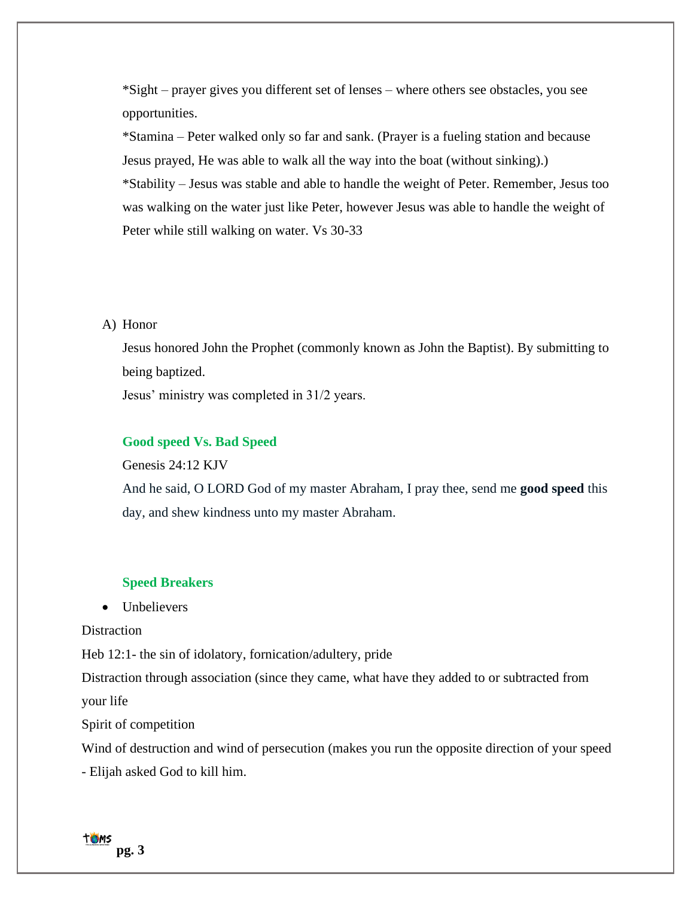*Sight – prayer gives you different set of lenses – where others see obstacles, you see opportunities.

*Stamina – Peter walked only so far and sank. (Prayer is a fueling station and because Jesus prayed, He was able to walk all the way into the boat (without sinking).)

*Stability – Jesus was stable and able to handle the weight of Peter. Remember, Jesus too was walking on the water just like Peter, however Jesus was able to handle the weight of Peter while still walking on water. Vs 30-33

A) Honor

Jesus honored John the Prophet (commonly known as John the Baptist). By submitting to being baptized.

Jesus' ministry was completed in 31/2 years.

### Good speed Vs. Bad Speed

Genesis 24:12 KJV

And he said, O LORD God of my master Abraham, I pray thee, send me **good speed** this day, and shew kindness unto my master Abraham.

### Speed Breakers

- Unbelievers

Distraction

Heb 12:1- the sin of idolatory, fornication/adultery, pride

Distraction through association (since they came, what have they added to or subtracted from your life

Spirit of competition

Wind of destruction and wind of persecution (makes you run the opposite direction of your speed - Elijah asked God to kill him.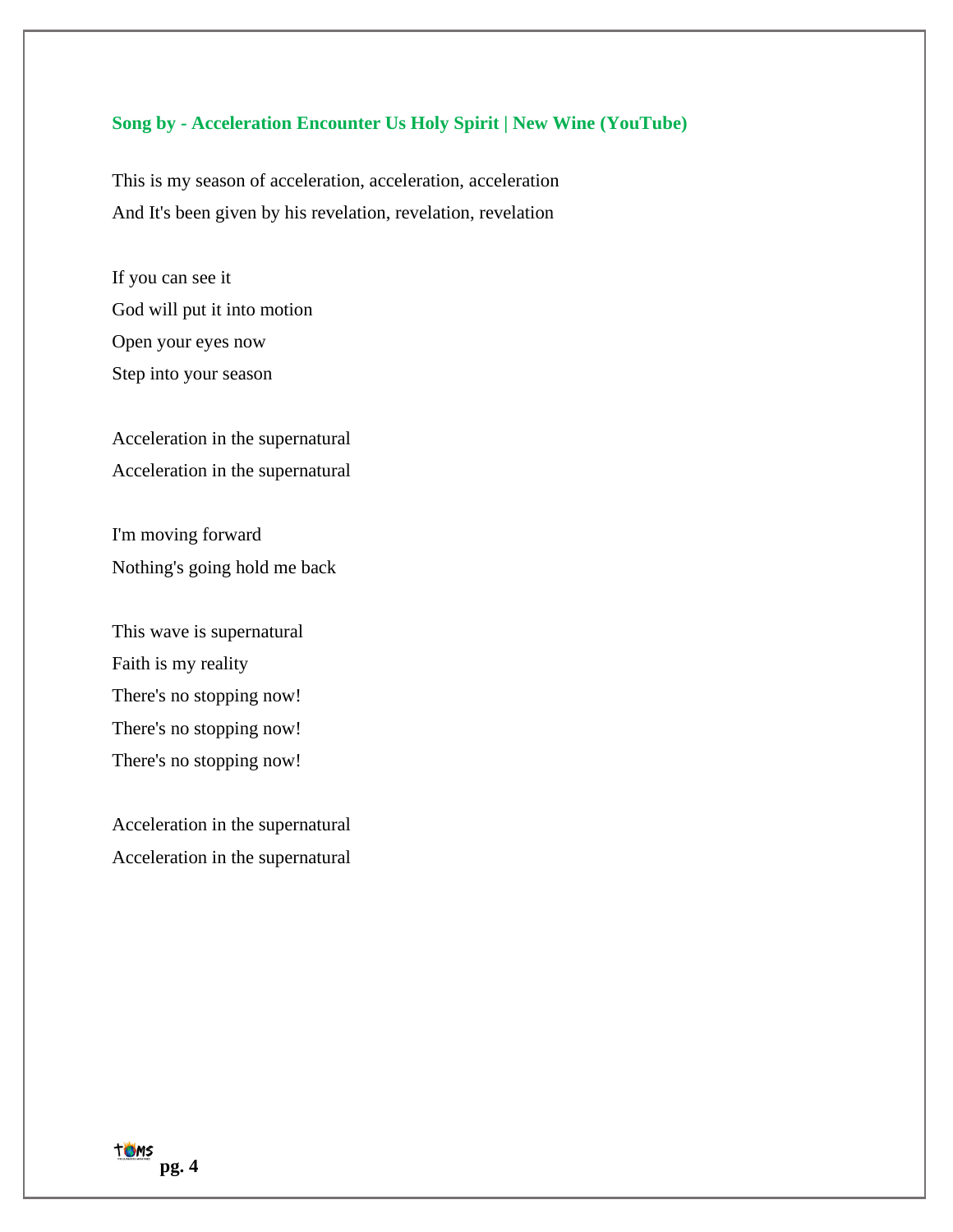**Song by - Acceleration Encounter Us Holy Spirit | New Wine (YouTube)**

This is my season of acceleration, acceleration, acceleration
And It's been given by his revelation, revelation, revelation

If you can see it
God will put it into motion
Open your eyes now
Step into your season

Acceleration in the supernatural
Acceleration in the supernatural

I'm moving forward
Nothing's going hold me back

This wave is supernatural
Faith is my reality
There's no stopping now!
There's no stopping now!
There's no stopping now!

Acceleration in the supernatural
Acceleration in the supernatural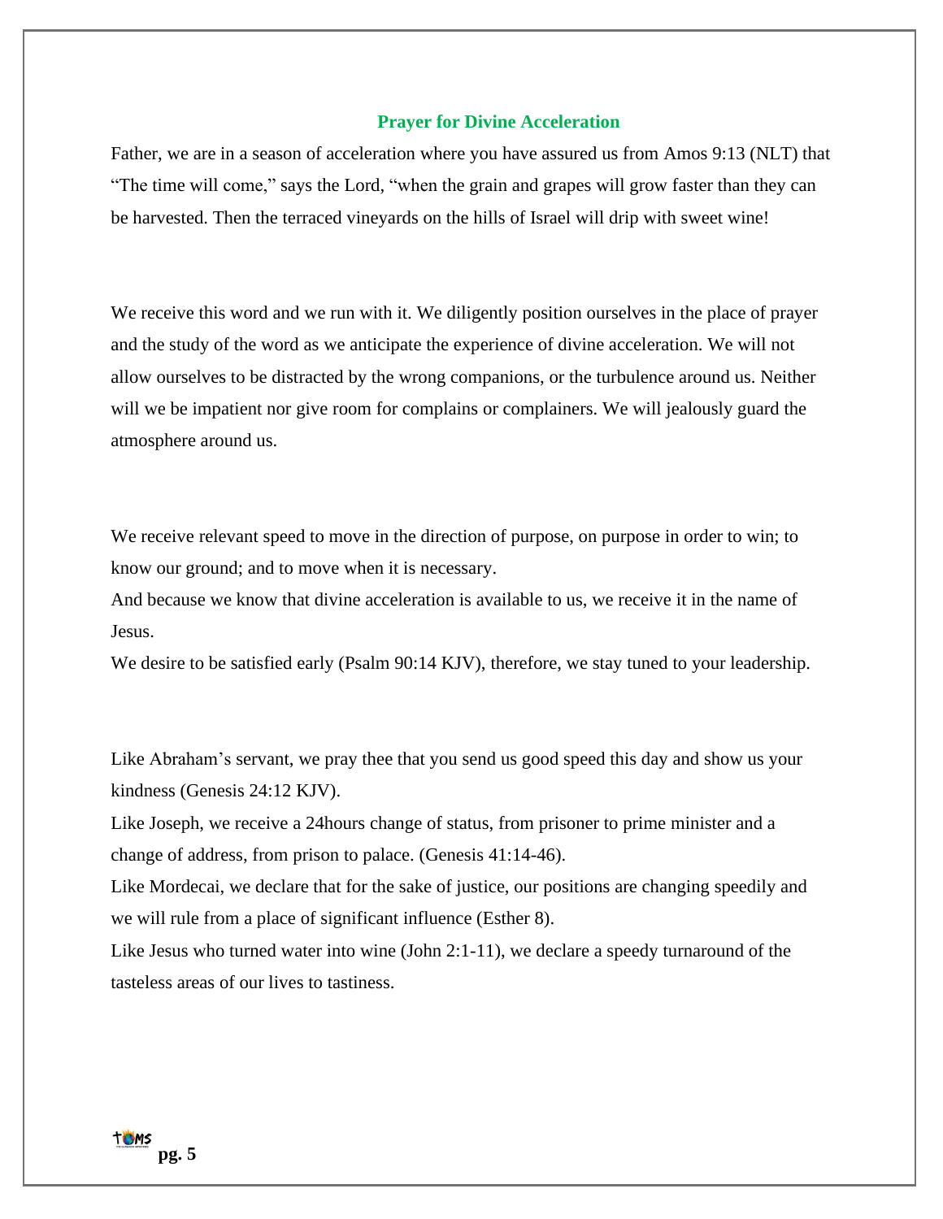## Prayer for Divine Acceleration

Father, we are in a season of acceleration where you have assured us from Amos 9:13 (NLT) that "The time will come," says the Lord, "when the grain and grapes will grow faster than they can be harvested. Then the terraced vineyards on the hills of Israel will drip with sweet wine!

We receive this word and we run with it. We diligently position ourselves in the place of prayer and the study of the word as we anticipate the experience of divine acceleration. We will not allow ourselves to be distracted by the wrong companions, or the turbulence around us. Neither will we be impatient nor give room for complains or complainers. We will jealously guard the atmosphere around us.

We receive relevant speed to move in the direction of purpose, on purpose in order to win; to know our ground; and to move when it is necessary.

And because we know that divine acceleration is available to us, we receive it in the name of Jesus.

We desire to be satisfied early (Psalm 90:14 KJV), therefore, we stay tuned to your leadership.

Like Abraham's servant, we pray thee that you send us good speed this day and show us your kindness (Genesis 24:12 KJV).

Like Joseph, we receive a 24hours change of status, from prisoner to prime minister and a change of address, from prison to palace. (Genesis 41:14-46).

Like Mordecai, we declare that for the sake of justice, our positions are changing speedily and we will rule from a place of significant influence (Esther 8).

Like Jesus who turned water into wine (John 2:1-11), we declare a speedy turnaround of the tasteless areas of our lives to tastiness.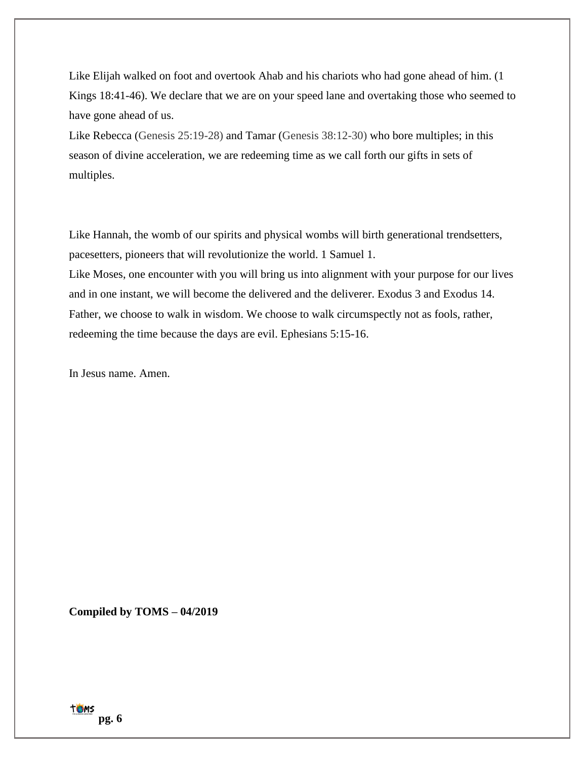Like Elijah walked on foot and overtook Ahab and his chariots who had gone ahead of him. (1 Kings 18:41-46). We declare that we are on your speed lane and overtaking those who seemed to have gone ahead of us.

Like Rebecca (Genesis 25:19-28) and Tamar (Genesis 38:12-30) who bore multiples; in this season of divine acceleration, we are redeeming time as we call forth our gifts in sets of multiples.

Like Hannah, the womb of our spirits and physical wombs will birth generational trendsetters, pacesetters, pioneers that will revolutionize the world. 1 Samuel 1.

Like Moses, one encounter with you will bring us into alignment with your purpose for our lives and in one instant, we will become the delivered and the deliverer. Exodus 3 and Exodus 14.

Father, we choose to walk in wisdom. We choose to walk circumspectly not as fools, rather, redeeming the time because the days are evil. Ephesians 5:15-16.

In Jesus name. Amen.

**Compiled by TOMS – 04/2019**